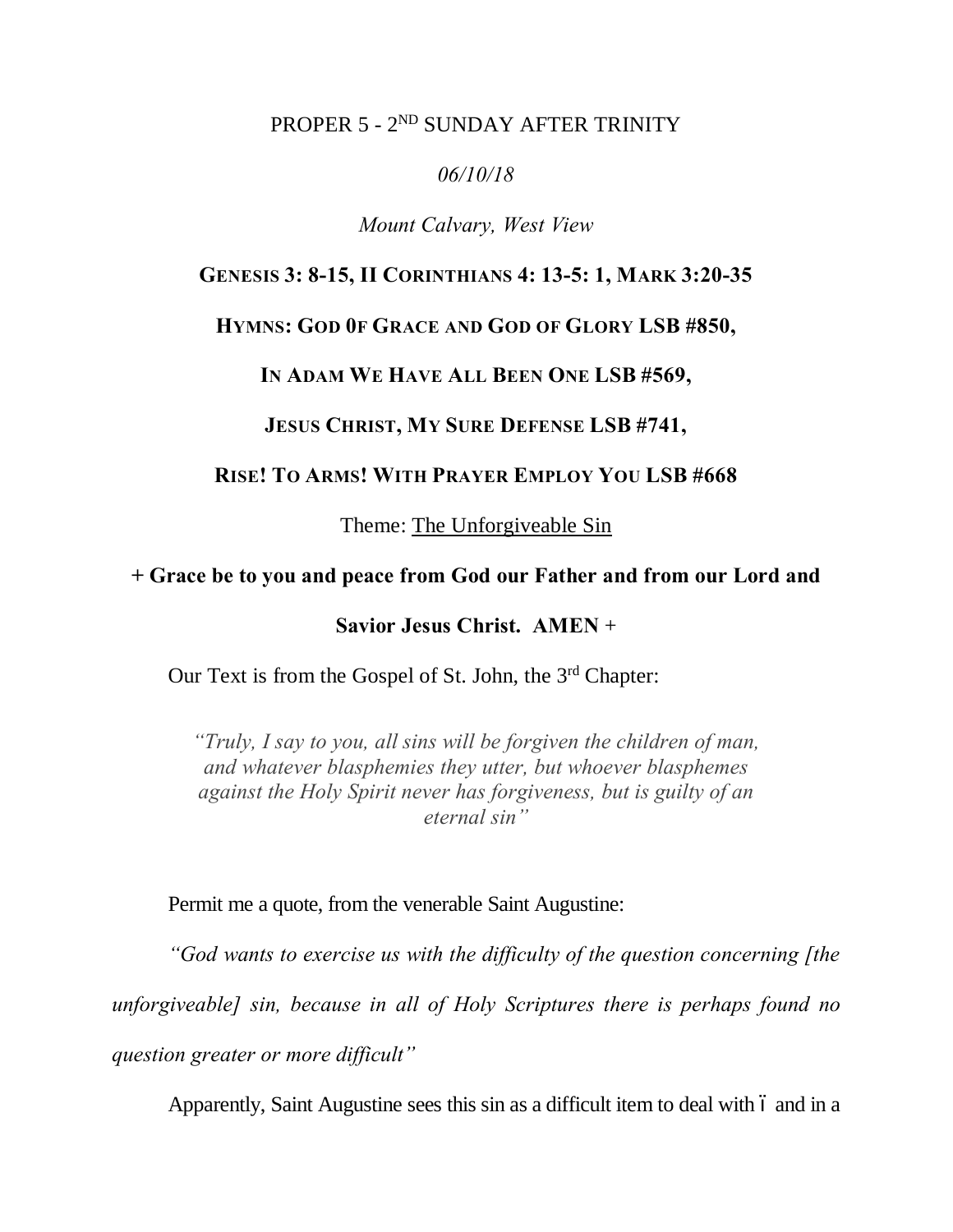PROPER 5 - 2ND SUNDAY AFTER TRINITY

*06/10/18*

*Mount Calvary, West View*

**GENESIS 3: 8-15, II CORINTHIANS 4: 13-5: 1, MARK 3:20-35**

**HYMNS: GOD 0F GRACE AND GOD OF GLORY LSB #850,**

**IN ADAM WE HAVE ALL BEEN ONE LSB #569,**

**JESUS CHRIST, MY SURE DEFENSE LSB #741,**

**RISE! TO ARMS! WITH PRAYER EMPLOY YOU LSB #668**

Theme: The Unforgiveable Sin

**+ Grace be to you and peace from God our Father and from our Lord and Savior Jesus Christ. AMEN +**

Our Text is from the Gospel of St. John, the 3rd Chapter:

> *"Truly, I say to you, all sins will be forgiven the children of man, and whatever blasphemies they utter, but whoever blasphemes against the Holy Spirit never has forgiveness, but is guilty of an eternal sin"*

Permit me a quote, from the venerable Saint Augustine:

*"God wants to exercise us with the difficulty of the question concerning [the unforgiveable] sin, because in all of Holy Scriptures there is perhaps found no question greater or more difficult"*

Apparently, Saint Augustine sees this sin as a difficult item to deal with – and in a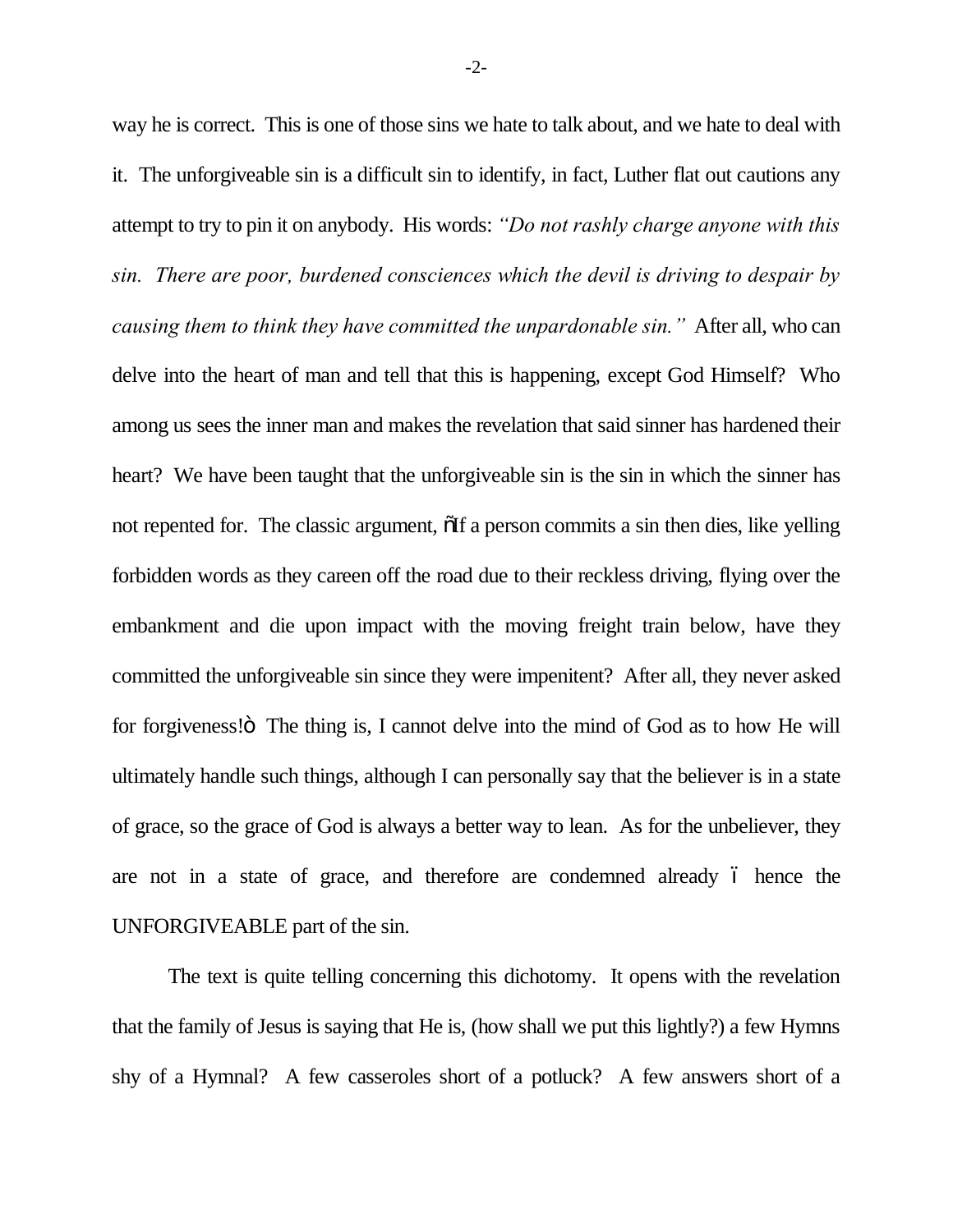way he is correct. This is one of those sins we hate to talk about, and we hate to deal with it. The unforgiveable sin is a difficult sin to identify, in fact, Luther flat out cautions any attempt to try to pin it on anybody. His words: *"Do not rashly charge anyone with this sin. There are poor, burdened consciences which the devil is driving to despair by causing them to think they have committed the unpardonable sin."* After all, who can delve into the heart of man and tell that this is happening, except God Himself? Who among us sees the inner man and makes the revelation that said sinner has hardened their heart? We have been taught that the unforgiveable sin is the sin in which the sinner has not repented for. The classic argument, õIf a person commits a sin then dies, like yelling forbidden words as they careen off the road due to their reckless driving, flying over the embankment and die upon impact with the moving freight train below, have they committed the unforgiveable sin since they were impenitent? After all, they never asked for forgiveness!ö The thing is, I cannot delve into the mind of God as to how He will ultimately handle such things, although I can personally say that the believer is in a state of grace, so the grace of God is always a better way to lean. As for the unbeliever, they are not in a state of grace, and therefore are condemned already ó hence the UNFORGIVEABLE part of the sin.

The text is quite telling concerning this dichotomy. It opens with the revelation that the family of Jesus is saying that He is, (how shall we put this lightly?) a few Hymns shy of a Hymnal? A few casseroles short of a potluck? A few answers short of a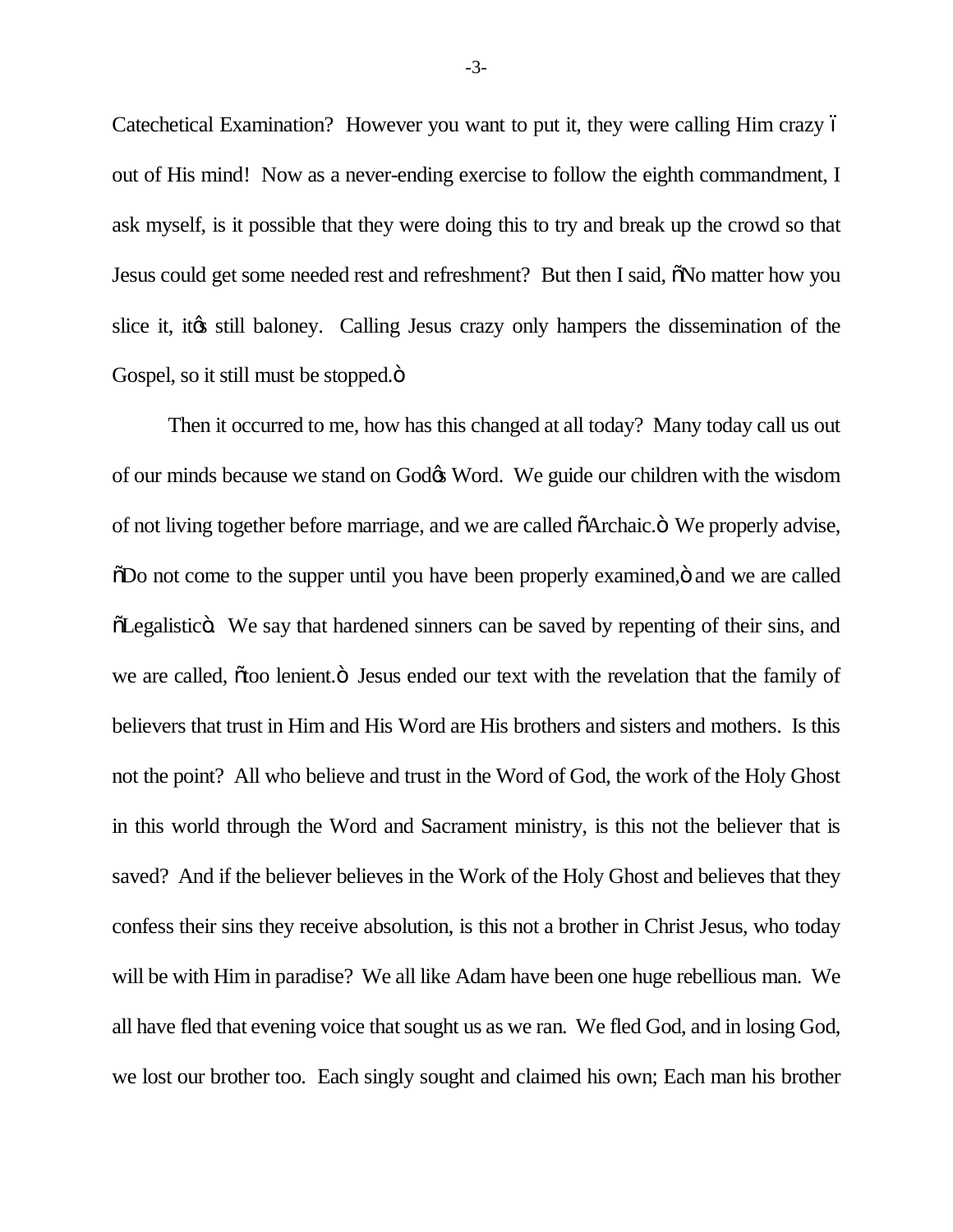Catechetical Examination? However you want to put it, they were calling Him crazy – out of His mind! Now as a never-ending exercise to follow the eighth commandment, I ask myself, is it possible that they were doing this to try and break up the crowd so that Jesus could get some needed rest and refreshment? But then I said, "No matter how you slice it, it's still baloney. Calling Jesus crazy only hampers the dissemination of the Gospel, so it still must be stopped."

Then it occurred to me, how has this changed at all today? Many today call us out of our minds because we stand on God's Word. We guide our children with the wisdom of not living together before marriage, and we are called "Archaic." We properly advise, "Do not come to the supper until you have been properly examined," and we are called "Legalistic". We say that hardened sinners can be saved by repenting of their sins, and we are called, "too lenient." Jesus ended our text with the revelation that the family of believers that trust in Him and His Word are His brothers and sisters and mothers. Is this not the point? All who believe and trust in the Word of God, the work of the Holy Ghost in this world through the Word and Sacrament ministry, is this not the believer that is saved? And if the believer believes in the Work of the Holy Ghost and believes that they confess their sins they receive absolution, is this not a brother in Christ Jesus, who today will be with Him in paradise? We all like Adam have been one huge rebellious man. We all have fled that evening voice that sought us as we ran. We fled God, and in losing God, we lost our brother too. Each singly sought and claimed his own; Each man his brother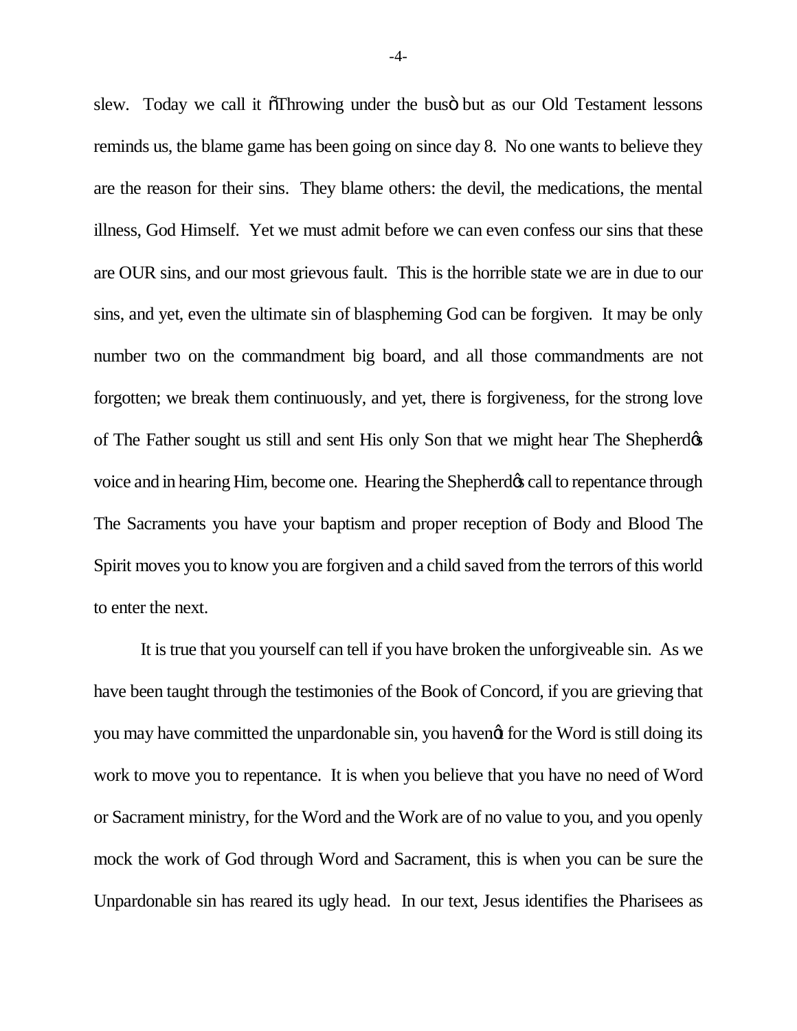slew. Today we call it "Throwing under the bus" but as our Old Testament lessons reminds us, the blame game has been going on since day 8. No one wants to believe they are the reason for their sins. They blame others: the devil, the medications, the mental illness, God Himself. Yet we must admit before we can even confess our sins that these are OUR sins, and our most grievous fault. This is the horrible state we are in due to our sins, and yet, even the ultimate sin of blaspheming God can be forgiven. It may be only number two on the commandment big board, and all those commandments are not forgotten; we break them continuously, and yet, there is forgiveness, for the strong love of The Father sought us still and sent His only Son that we might hear The Shepherd's voice and in hearing Him, become one. Hearing the Shepherd's call to repentance through The Sacraments you have your baptism and proper reception of Body and Blood The Spirit moves you to know you are forgiven and a child saved from the terrors of this world to enter the next.

It is true that you yourself can tell if you have broken the unforgiveable sin. As we have been taught through the testimonies of the Book of Concord, if you are grieving that you may have committed the unpardonable sin, you haven't for the Word is still doing its work to move you to repentance. It is when you believe that you have no need of Word or Sacrament ministry, for the Word and the Work are of no value to you, and you openly mock the work of God through Word and Sacrament, this is when you can be sure the Unpardonable sin has reared its ugly head. In our text, Jesus identifies the Pharisees as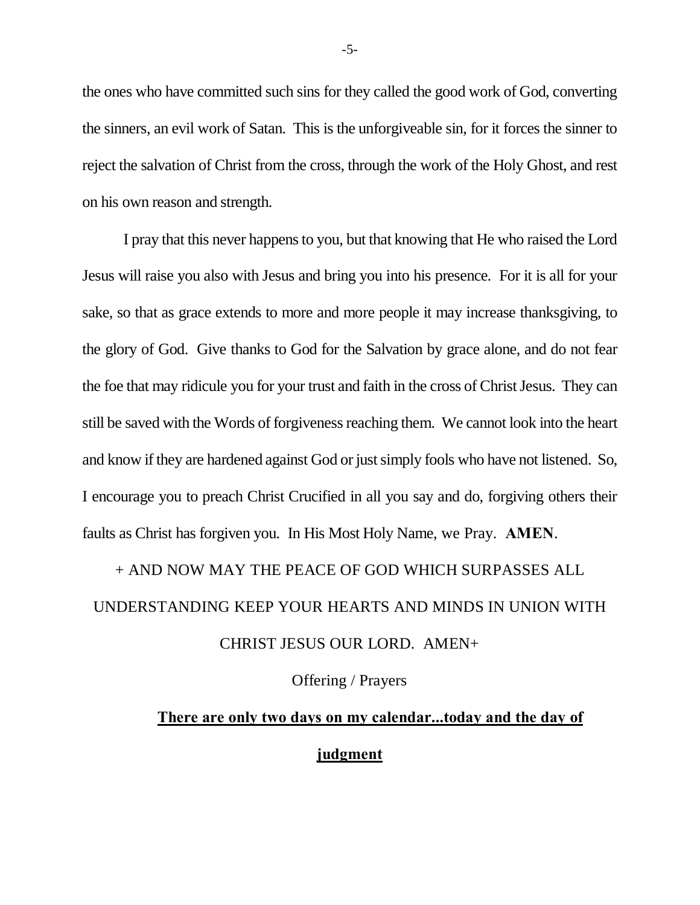the ones who have committed such sins for they called the good work of God, converting the sinners, an evil work of Satan. This is the unforgiveable sin, for it forces the sinner to reject the salvation of Christ from the cross, through the work of the Holy Ghost, and rest on his own reason and strength.

I pray that this never happens to you, but that knowing that He who raised the Lord Jesus will raise you also with Jesus and bring you into his presence. For it is all for your sake, so that as grace extends to more and more people it may increase thanksgiving, to the glory of God. Give thanks to God for the Salvation by grace alone, and do not fear the foe that may ridicule you for your trust and faith in the cross of Christ Jesus. They can still be saved with the Words of forgiveness reaching them. We cannot look into the heart and know if they are hardened against God or just simply fools who have not listened. So, I encourage you to preach Christ Crucified in all you say and do, forgiving others their faults as Christ has forgiven you. In His Most Holy Name, we Pray. **AMEN**.

+ AND NOW MAY THE PEACE OF GOD WHICH SURPASSES ALL UNDERSTANDING KEEP YOUR HEARTS AND MINDS IN UNION WITH CHRIST JESUS OUR LORD. AMEN+

Offering / Prayers

**<u>There are only two days on my calendar...today and the day of judgment</u>**